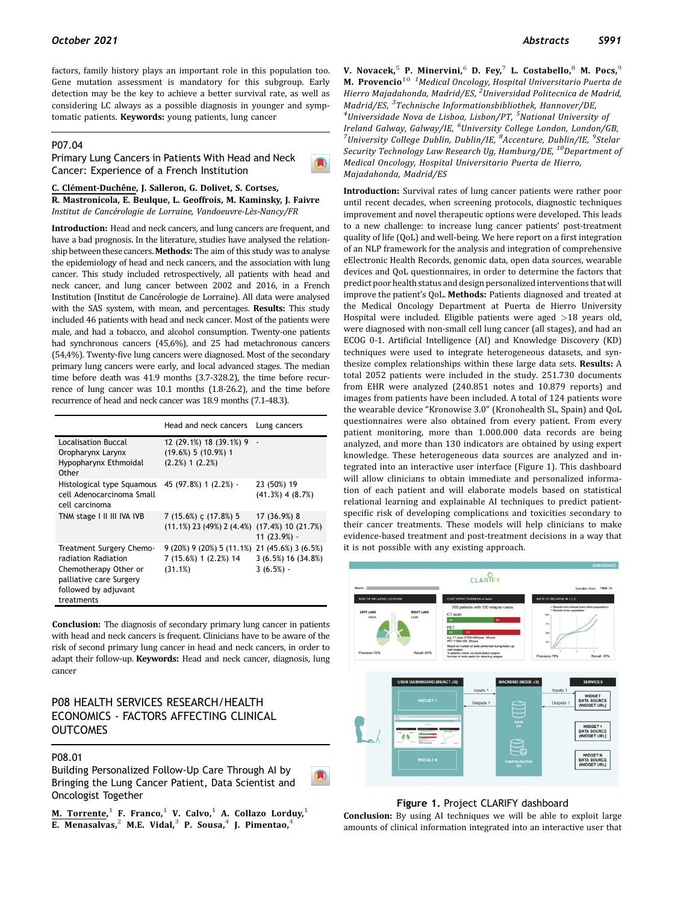factors, family history plays an important role in this population too. Gene mutation assessment is mandatory for this subgroup. Early detection may be the key to achieve a better survival rate, as well as considering LC always as a possible diagnosis in younger and symptomatic patients. **Keywords:** young patients, lung cancer

## P07.04

### Primary Lung Cancers in Patients With Head and Neck Cancer: Experience of a French Institution

C. Clément-Duchêne, J. Salleron, G. Dolivet, S. Cortses, R. Mastronicola, E. Beulque, L. Geoffrois, M. Kaminsky, J. Faivre
*Institut de Cancérologie de Lorraine, Vandoeuvre-Lès-Nancy/FR*

**Introduction:** Head and neck cancers, and lung cancers are frequent, and have a bad prognosis. In the literature, studies have analysed the relationship between these cancers. **Methods:** The aim of this study was to analyse the epidemiology of head and neck cancers, and the association with lung cancer. This study included retrospectively, all patients with head and neck cancer, and lung cancer between 2002 and 2016, in a French Institution (Institut de Cancérologie de Lorraine). All data were analysed with the SAS system, with mean, and percentages. **Results:** This study included 46 patients with head and neck cancer. Most of the patients were male, and had a tobacco, and alcohol consumption. Twenty-one patients had synchronous cancers (45,6%), and 25 had metachronous cancers (54,4%). Twenty-five lung cancers were diagnosed. Most of the secondary primary lung cancers were early, and local advanced stages. The median time before death was 41.9 months (3.7-328.2), the time before recurrence of lung cancer was 10.1 months (1.8-26.2), and the time before recurrence of head and neck cancer was 18.9 months (7.1-48.3).

| | Head and neck cancers | Lung cancers |
|---|---|---|
| Localisation Buccal Oropharynx Larynx Hypopharynx Ethmoidal Other | 12 (29.1%) 18 (39.1%) 9 (19.6%) 5 (10.9%) 1 (2.2%) 1 (2.2%) | - |
| Histological type Squamous cell Adenocarcinoma Small cell carcinoma | 45 (97.8%) 1 (2.2%) - | 23 (50%) 19 (41.3%) 4 (8.7%) |
| TNM stage I II III IVA IVB | 7 (15.6%) ç (17.8%) 5 (11.1%) 23 (49%) 2 (4.4%) | 17 (36.9%) 8 (17.4%) 10 (21.7%) 11 (23.9%) - |
| Treatment Surgery Chemo-radiation Radiation Chemotherapy Other or palliative care Surgery followed by adjuvant treatments | 9 (20%) 9 (20%) 5 (11.1%) 7 (15.6%) 1 (2.2%) 14 (31.1%) | 21 (45.6%) 3 (6.5%) 3 (6.5%) 16 (34.8%) 3 (6.5%) - |

**Conclusion:** The diagnosis of secondary primary lung cancer in patients with head and neck cancers is frequent. Clinicians have to be aware of the risk of second primary lung cancer in head and neck cancers, in order to adapt their follow-up. **Keywords:** Head and neck cancer, diagnosis, lung cancer

# P08 HEALTH SERVICES RESEARCH/HEALTH ECONOMICS - FACTORS AFFECTING CLINICAL OUTCOMES

## P08.01

### Building Personalized Follow-Up Care Through AI by Bringing the Lung Cancer Patient, Data Scientist and Oncologist Together

M. Torrente,[1] F. Franco,[1] V. Calvo,[1] A. Collazo Lorduy,[1] E. Menasalvas,[2] M.E. Vidal,[3] P. Sousa,[4] J. Pimentao,[4] V. Novacek,[5] P. Minervini,[6] D. Fey,[7] L. Costabello,[8] M. Pocs,[9] M. Provencio[10] [1]*Medical Oncology, Hospital Universitario Puerta de Hierro Majadahonda, Madrid/ES,* [2]*Universidad Politecnica de Madrid, Madrid/ES,* [3]*Technische Informationsbibliothek, Hannover/DE,* [4]*Universidade Nova de Lisboa, Lisbon/PT,* [5]*National University of Ireland Galway, Galway/IE,* [6]*University College London, London/GB,* [7]*University College Dublin, Dublin/IE,* [8]*Accenture, Dublin/IE,* [9]*Stelar Security Technology Law Research Ug, Hamburg/DE,* [10]*Department of Medical Oncology, Hospital Universitario Puerta de Hierro, Majadahonda, Madrid/ES*

**Introduction:** Survival rates of lung cancer patients were rather poor until recent decades, when screening protocols, diagnostic techniques improvement and novel therapeutic options were developed. This leads to a new challenge: to increase lung cancer patients' post-treatment quality of life (QoL) and well-being. We here report on a first integration of an NLP framework for the analysis and integration of comprehensive eElectronic Health Records, genomic data, open data sources, wearable devices and QoL questionnaires, in order to determine the factors that predict poor health status and design personalized interventions that will improve the patient's QoL. **Methods:** Patients diagnosed and treated at the Medical Oncology Department at Puerta de Hierro University Hospital were included. Eligible patients were aged >18 years old, were diagnosed with non-small cell lung cancer (all stages), and had an ECOG 0-1. Artificial Intelligence (AI) and Knowledge Discovery (KD) techniques were used to integrate heterogeneous datasets, and synthesize complex relationships within these large data sets. **Results:** A total 2052 patients were included in the study. 251.730 documents from EHR were analyzed (240.851 notes and 10.879 reports) and images from patients have been included. A total of 124 patients wore the wearable device "Kronowise 3.0" (Kronohealth SL, Spain) and QoL questionnaires were also obtained from every patient. From every patient monitoring, more than 1.000.000 data records are being analyzed, and more than 130 indicators are obtained by using expert knowledge. These heterogeneous data sources are analyzed and integrated into an interactive user interface (Figure 1). This dashboard will allow clinicians to obtain immediate and personalized information of each patient and will elaborate models based on statistical relational learning and explainable AI techniques to predict patient-specific risk of developing complications and toxicities secondary to their cancer treatments. These models will help clinicians to obtain evidence-based treatment and post-treatment decisions in a way that it is not possible with any existing approach.

**Figure 1.** Project CLARIFY dashboard

**Conclusion:** By using AI techniques we will be able to exploit large amounts of clinical information integrated into an interactive user that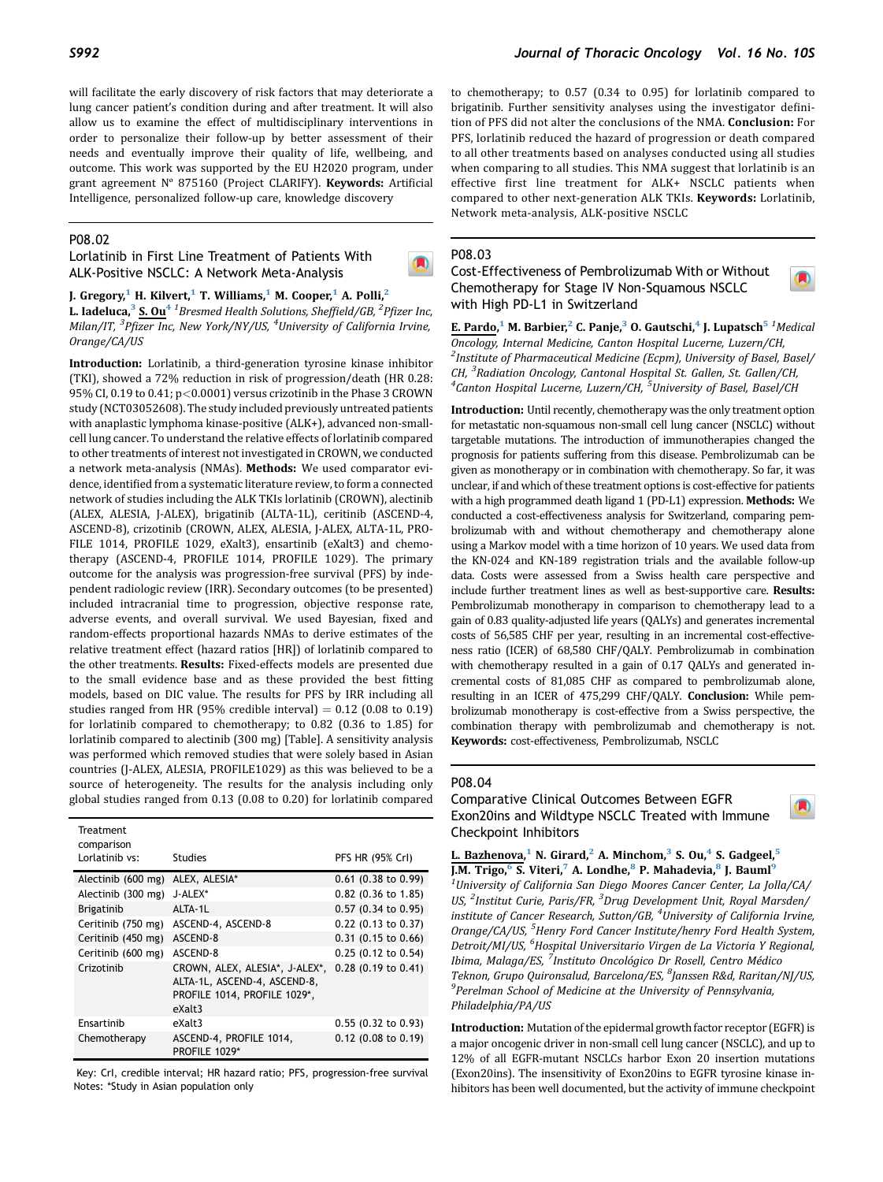will facilitate the early discovery of risk factors that may deteriorate a lung cancer patient's condition during and after treatment. It will also allow us to examine the effect of multidisciplinary interventions in order to personalize their follow-up by better assessment of their needs and eventually improve their quality of life, wellbeing, and outcome. This work was supported by the EU H2020 program, under grant agreement N° 875160 (Project CLARIFY). **Keywords:** Artificial Intelligence, personalized follow-up care, knowledge discovery

## P08.02

### Lorlatinib in First Line Treatment of Patients With ALK-Positive NSCLC: A Network Meta-Analysis

**J. Gregory,**[1] **H. Kilvert,**[1] **T. Williams,**[1] **M. Cooper,**[1] **A. Polli,**[2] **L. Iadeluca,**[3] **S. Ou**[4] *[1]Bresmed Health Solutions, Sheffield/GB, [2]Pfizer Inc, Milan/IT, [3]Pfizer Inc, New York/NY/US, [4]University of California Irvine, Orange/CA/US*

**Introduction:** Lorlatinib, a third-generation tyrosine kinase inhibitor (TKI), showed a 72% reduction in risk of progression/death (HR 0.28: 95% CI, 0.19 to 0.41; $p<0.0001$) versus crizotinib in the Phase 3 CROWN study (NCT03052608). The study included previously untreated patients with anaplastic lymphoma kinase-positive (ALK+), advanced non-small-cell lung cancer. To understand the relative effects of lorlatinib compared to other treatments of interest not investigated in CROWN, we conducted a network meta-analysis (NMAs). **Methods:** We used comparator evidence, identified from a systematic literature review, to form a connected network of studies including the ALK TKIs lorlatinib (CROWN), alectinib (ALEX, ALESIA, J-ALEX), brigatinib (ALTA-1L), ceritinib (ASCEND-4, ASCEND-8), crizotinib (CROWN, ALEX, ALESIA, J-ALEX, ALTA-1L, PROFILE 1014, PROFILE 1029, eXalt3), ensartinib (eXalt3) and chemotherapy (ASCEND-4, PROFILE 1014, PROFILE 1029). The primary outcome for the analysis was progression-free survival (PFS) by independent radiologic review (IRR). Secondary outcomes (to be presented) included intracranial time to progression, objective response rate, adverse events, and overall survival. We used Bayesian, fixed and random-effects proportional hazards NMAs to derive estimates of the relative treatment effect (hazard ratios [HR]) of lorlatinib compared to the other treatments. **Results:** Fixed-effects models are presented due to the small evidence base and as these provided the best fitting models, based on DIC value. The results for PFS by IRR including all studies ranged from HR (95% credible interval) = 0.12 (0.08 to 0.19) for lorlatinib compared to chemotherapy; to 0.82 (0.36 to 1.85) for lorlatinib compared to alectinib (300 mg) [Table]. A sensitivity analysis was performed which removed studies that were solely based in Asian countries (J-ALEX, ALESIA, PROFILE1029) as this was believed to be a source of heterogeneity. The results for the analysis including only global studies ranged from 0.13 (0.08 to 0.20) for lorlatinib compared to chemotherapy; to 0.57 (0.34 to 0.95) for lorlatinib compared to brigatinib. Further sensitivity analyses using the investigator definition of PFS did not alter the conclusions of the NMA. **Conclusion:** For PFS, lorlatinib reduced the hazard of progression or death compared to all other treatments based on analyses conducted using all studies when comparing to all studies. This NMA suggest that lorlatinib is an effective first line treatment for ALK+ NSCLC patients when compared to other next-generation ALK TKIs. **Keywords:** Lorlatinib, Network meta-analysis, ALK-positive NSCLC

| Treatment comparison Lorlatinib vs: | Studies | PFS HR (95% CrI) |
|---|---|---|
| Alectinib (600 mg) | ALEX, ALESIA* | 0.61 (0.38 to 0.99) |
| Alectinib (300 mg) | J-ALEX* | 0.82 (0.36 to 1.85) |
| Brigatinib | ALTA-1L | 0.57 (0.34 to 0.95) |
| Ceritinib (750 mg) | ASCEND-4, ASCEND-8 | 0.22 (0.13 to 0.37) |
| Ceritinib (450 mg) | ASCEND-8 | 0.31 (0.15 to 0.66) |
| Ceritinib (600 mg) | ASCEND-8 | 0.25 (0.12 to 0.54) |
| Crizotinib | CROWN, ALEX, ALESIA*, J-ALEX*, ALTA-1L, ASCEND-4, ASCEND-8, PROFILE 1014, PROFILE 1029*, eXalt3 | 0.28 (0.19 to 0.41) |
| Ensartinib | eXalt3 | 0.55 (0.32 to 0.93) |
| Chemotherapy | ASCEND-4, PROFILE 1014, PROFILE 1029* | 0.12 (0.08 to 0.19) |

Key: CrI, credible interval; HR hazard ratio; PFS, progression-free survival
Notes: *Study in Asian population only

## P08.03

### Cost-Effectiveness of Pembrolizumab With or Without Chemotherapy for Stage IV Non-Squamous NSCLC with High PD-L1 in Switzerland

**E. Pardo,**[1] **M. Barbier,**[2] **C. Panje,**[3] **O. Gautschi,**[4] **J. Lupatsch**[5] *[1]Medical Oncology, Internal Medicine, Canton Hospital Lucerne, Luzern/CH, [2]Institute of Pharmaceutical Medicine (Ecpm), University of Basel, Basel/CH, [3]Radiation Oncology, Cantonal Hospital St. Gallen, St. Gallen/CH, [4]Canton Hospital Lucerne, Luzern/CH, [5]University of Basel, Basel/CH*

**Introduction:** Until recently, chemotherapy was the only treatment option for metastatic non-squamous non-small cell lung cancer (NSCLC) without targetable mutations. The introduction of immunotherapies changed the prognosis for patients suffering from this disease. Pembrolizumab can be given as monotherapy or in combination with chemotherapy. So far, it was unclear, if and which of these treatment options is cost-effective for patients with a high programmed death ligand 1 (PD-L1) expression. **Methods:** We conducted a cost-effectiveness analysis for Switzerland, comparing pembrolizumab with and without chemotherapy and chemotherapy alone using a Markov model with a time horizon of 10 years. We used data from the KN-024 and KN-189 registration trials and the available follow-up data. Costs were assessed from a Swiss health care perspective and include further treatment lines as well as best-supportive care. **Results:** Pembrolizumab monotherapy in comparison to chemotherapy lead to a gain of 0.83 quality-adjusted life years (QALYs) and generates incremental costs of 56,585 CHF per year, resulting in an incremental cost-effectiveness ratio (ICER) of 68,580 CHF/QALY. Pembrolizumab in combination with chemotherapy resulted in a gain of 0.17 QALYs and generated incremental costs of 81,085 CHF as compared to pembrolizumab alone, resulting in an ICER of 475,299 CHF/QALY. **Conclusion:** While pembrolizumab monotherapy is cost-effective from a Swiss perspective, the combination therapy with pembrolizumab and chemotherapy is not. **Keywords:** cost-effectiveness, Pembrolizumab, NSCLC

## P08.04

### Comparative Clinical Outcomes Between EGFR Exon20ins and Wildtype NSCLC Treated with Immune Checkpoint Inhibitors

**L. Bazhenova,**[1] **N. Girard,**[2] **A. Minchom,**[3] **S. Ou,**[4] **S. Gadgeel,**[5] **J.M. Trigo,**[6] **S. Viteri,**[7] **A. Londhe,**[8] **P. Mahadevia,**[8] **J. Bauml**[9] *[1]University of California San Diego Moores Cancer Center, La Jolla/CA/US, [2]Institut Curie, Paris/FR, [3]Drug Development Unit, Royal Marsden/institute of Cancer Research, Sutton/GB, [4]University of California Irvine, Orange/CA/US, [5]Henry Ford Cancer Institute/henry Ford Health System, Detroit/MI/US, [6]Hospital Universitario Virgen de La Victoria Y Regional, Ibima, Malaga/ES, [7]Instituto Oncológico Dr Rosell, Centro Médico Teknon, Grupo Quironsalud, Barcelona/ES, [8]Janssen R&d, Raritan/NJ/US, [9]Perelman School of Medicine at the University of Pennsylvania, Philadelphia/PA/US*

**Introduction:** Mutation of the epidermal growth factor receptor (EGFR) is a major oncogenic driver in non-small cell lung cancer (NSCLC), and up to 12% of all EGFR-mutant NSCLCs harbor Exon 20 insertion mutations (Exon20ins). The insensitivity of Exon20ins to EGFR tyrosine kinase inhibitors has been well documented, but the activity of immune checkpoint